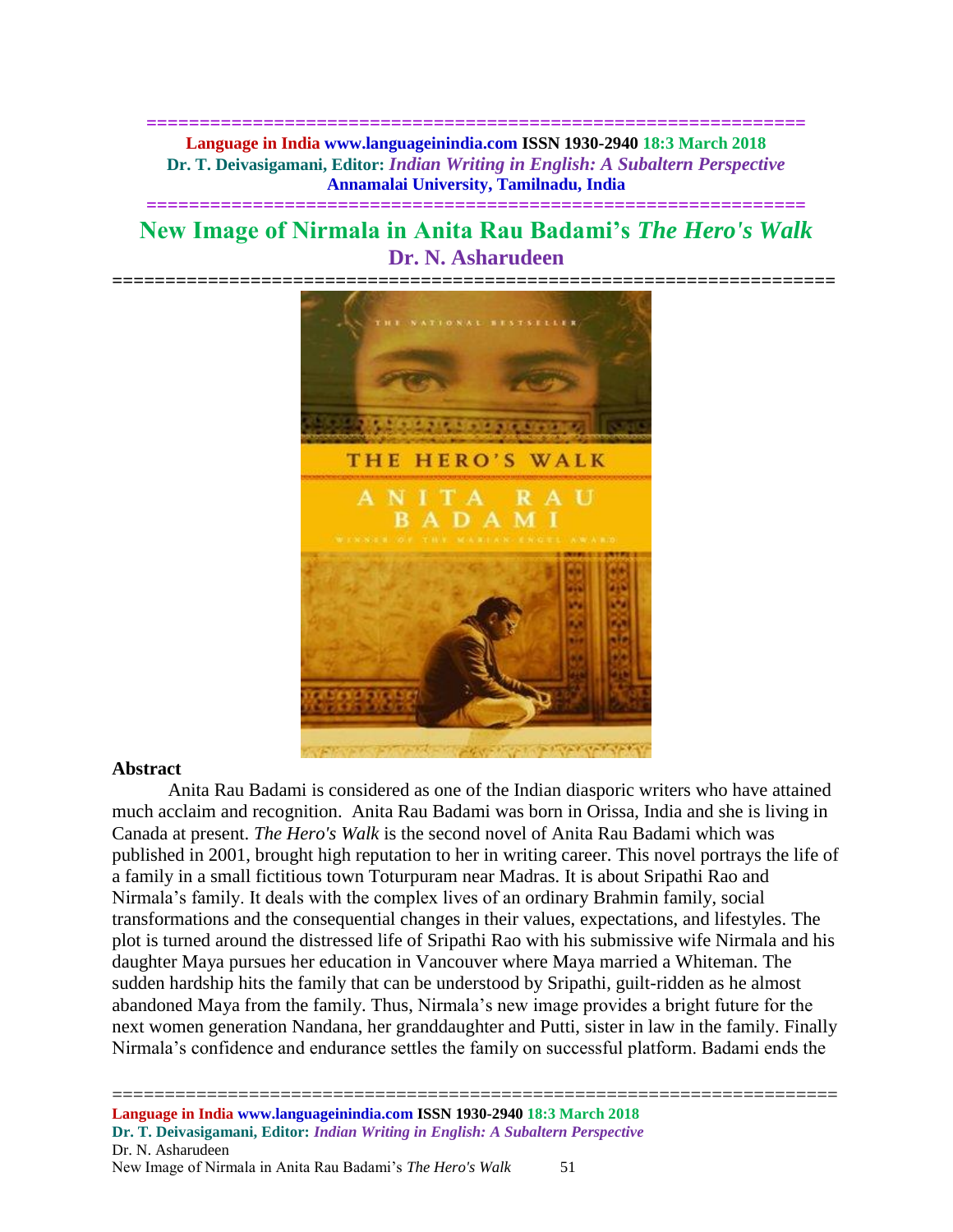# New Image of Nirmala in Anita Rau Badami's *The Hero's Walk*

## Dr. N. Asharudeen

### Abstract

Anita Rau Badami is considered as one of the Indian diasporic writers who have attained much acclaim and recognition. Anita Rau Badami was born in Orissa, India and she is living in Canada at present. *The Hero's Walk* is the second novel of Anita Rau Badami which was published in 2001, brought high reputation to her in writing career. This novel portrays the life of a family in a small fictitious town Toturpuram near Madras. It is about Sripathi Rao and Nirmala's family. It deals with the complex lives of an ordinary Brahmin family, social transformations and the consequential changes in their values, expectations, and lifestyles. The plot is turned around the distressed life of Sripathi Rao with his submissive wife Nirmala and his daughter Maya pursues her education in Vancouver where Maya married a Whiteman. The sudden hardship hits the family that can be understood by Sripathi, guilt-ridden as he almost abandoned Maya from the family. Thus, Nirmala's new image provides a bright future for the next women generation Nandana, her granddaughter and Putti, sister in law in the family. Finally Nirmala's confidence and endurance settles the family on successful platform. Badami ends the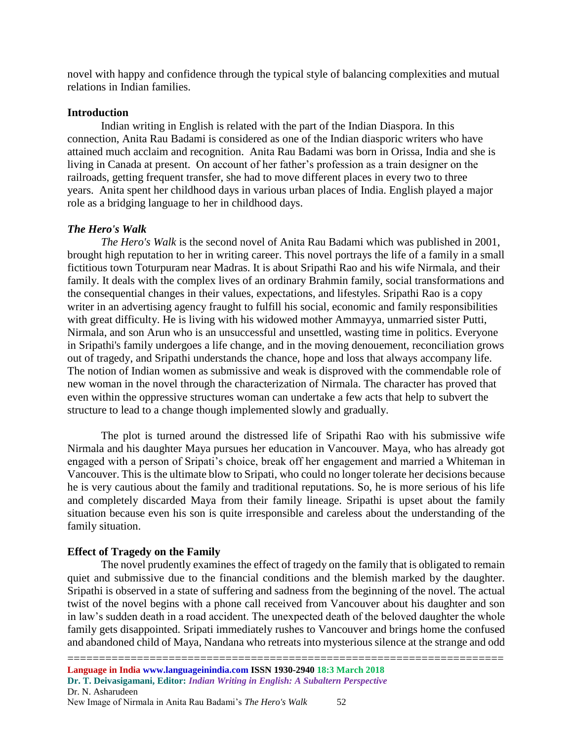novel with happy and confidence through the typical style of balancing complexities and mutual relations in Indian families.

## Introduction

Indian writing in English is related with the part of the Indian Diaspora. In this connection, Anita Rau Badami is considered as one of the Indian diasporic writers who have attained much acclaim and recognition. Anita Rau Badami was born in Orissa, India and she is living in Canada at present. On account of her father's profession as a train designer on the railroads, getting frequent transfer, she had to move different places in every two to three years. Anita spent her childhood days in various urban places of India. English played a major role as a bridging language to her in childhood days.

## *The Hero's Walk*

*The Hero's Walk* is the second novel of Anita Rau Badami which was published in 2001, brought high reputation to her in writing career. This novel portrays the life of a family in a small fictitious town Toturpuram near Madras. It is about Sripathi Rao and his wife Nirmala, and their family. It deals with the complex lives of an ordinary Brahmin family, social transformations and the consequential changes in their values, expectations, and lifestyles. Sripathi Rao is a copy writer in an advertising agency fraught to fulfill his social, economic and family responsibilities with great difficulty. He is living with his widowed mother Ammayya, unmarried sister Putti, Nirmala, and son Arun who is an unsuccessful and unsettled, wasting time in politics. Everyone in Sripathi's family undergoes a life change, and in the moving denouement, reconciliation grows out of tragedy, and Sripathi understands the chance, hope and loss that always accompany life. The notion of Indian women as submissive and weak is disproved with the commendable role of new woman in the novel through the characterization of Nirmala. The character has proved that even within the oppressive structures woman can undertake a few acts that help to subvert the structure to lead to a change though implemented slowly and gradually.

The plot is turned around the distressed life of Sripathi Rao with his submissive wife Nirmala and his daughter Maya pursues her education in Vancouver. Maya, who has already got engaged with a person of Sripati's choice, break off her engagement and married a Whiteman in Vancouver. This is the ultimate blow to Sripati, who could no longer tolerate her decisions because he is very cautious about the family and traditional reputations. So, he is more serious of his life and completely discarded Maya from their family lineage. Sripathi is upset about the family situation because even his son is quite irresponsible and careless about the understanding of the family situation.

## Effect of Tragedy on the Family

The novel prudently examines the effect of tragedy on the family that is obligated to remain quiet and submissive due to the financial conditions and the blemish marked by the daughter. Sripathi is observed in a state of suffering and sadness from the beginning of the novel. The actual twist of the novel begins with a phone call received from Vancouver about his daughter and son in law's sudden death in a road accident. The unexpected death of the beloved daughter the whole family gets disappointed. Sripati immediately rushes to Vancouver and brings home the confused and abandoned child of Maya, Nandana who retreats into mysterious silence at the strange and odd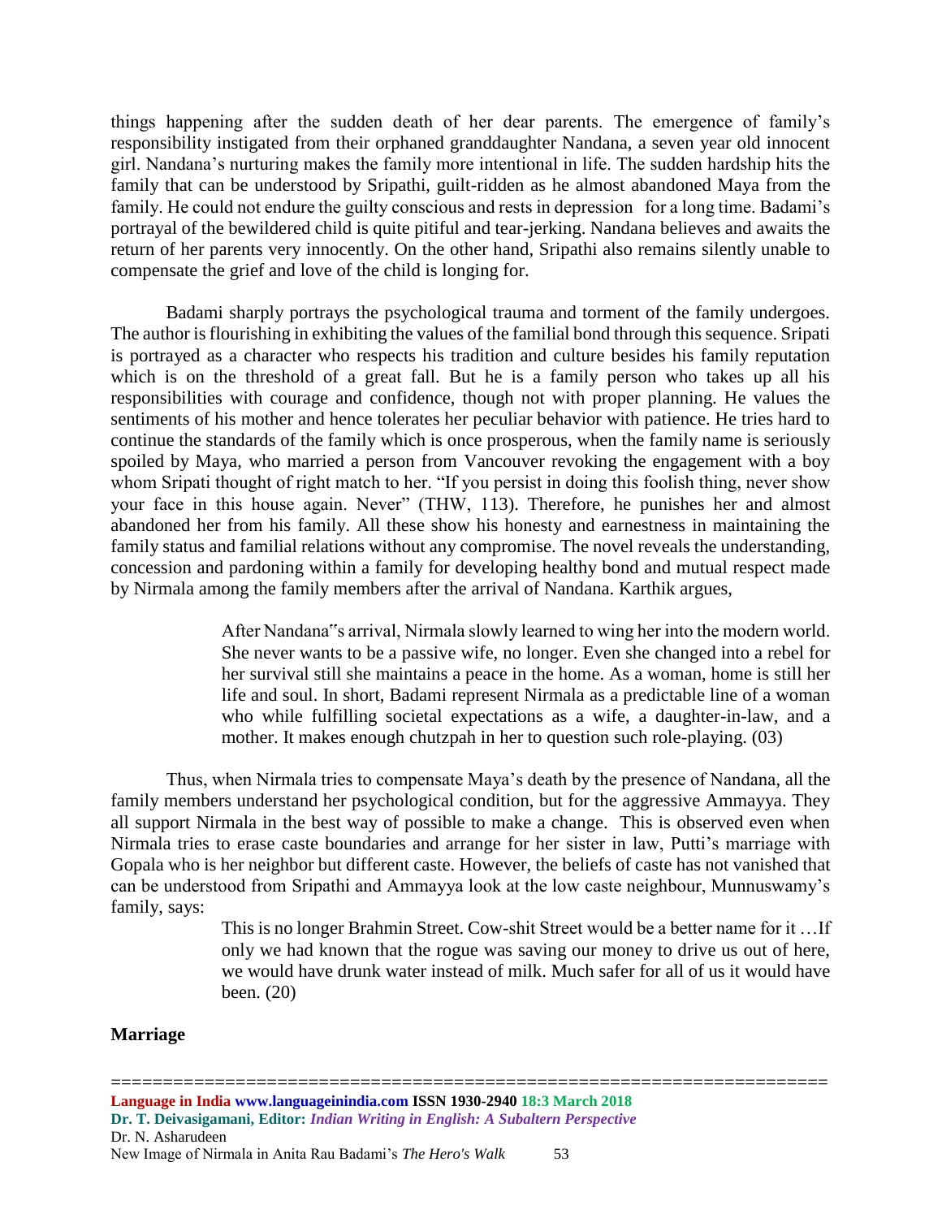things happening after the sudden death of her dear parents. The emergence of family's responsibility instigated from their orphaned granddaughter Nandana, a seven year old innocent girl. Nandana's nurturing makes the family more intentional in life. The sudden hardship hits the family that can be understood by Sripathi, guilt-ridden as he almost abandoned Maya from the family. He could not endure the guilty conscious and rests in depression for a long time. Badami's portrayal of the bewildered child is quite pitiful and tear-jerking. Nandana believes and awaits the return of her parents very innocently. On the other hand, Sripathi also remains silently unable to compensate the grief and love of the child is longing for.

Badami sharply portrays the psychological trauma and torment of the family undergoes. The author is flourishing in exhibiting the values of the familial bond through this sequence. Sripati is portrayed as a character who respects his tradition and culture besides his family reputation which is on the threshold of a great fall. But he is a family person who takes up all his responsibilities with courage and confidence, though not with proper planning. He values the sentiments of his mother and hence tolerates her peculiar behavior with patience. He tries hard to continue the standards of the family which is once prosperous, when the family name is seriously spoiled by Maya, who married a person from Vancouver revoking the engagement with a boy whom Sripati thought of right match to her. "If you persist in doing this foolish thing, never show your face in this house again. Never" (THW, 113). Therefore, he punishes her and almost abandoned her from his family. All these show his honesty and earnestness in maintaining the family status and familial relations without any compromise. The novel reveals the understanding, concession and pardoning within a family for developing healthy bond and mutual respect made by Nirmala among the family members after the arrival of Nandana. Karthik argues,

> After Nandana"s arrival, Nirmala slowly learned to wing her into the modern world. She never wants to be a passive wife, no longer. Even she changed into a rebel for her survival still she maintains a peace in the home. As a woman, home is still her life and soul. In short, Badami represent Nirmala as a predictable line of a woman who while fulfilling societal expectations as a wife, a daughter-in-law, and a mother. It makes enough chutzpah in her to question such role-playing. (03)

Thus, when Nirmala tries to compensate Maya's death by the presence of Nandana, all the family members understand her psychological condition, but for the aggressive Ammayya. They all support Nirmala in the best way of possible to make a change. This is observed even when Nirmala tries to erase caste boundaries and arrange for her sister in law, Putti's marriage with Gopala who is her neighbor but different caste. However, the beliefs of caste has not vanished that can be understood from Sripathi and Ammayya look at the low caste neighbour, Munnuswamy's family, says:

> This is no longer Brahmin Street. Cow-shit Street would be a better name for it …If only we had known that the rogue was saving our money to drive us out of here, we would have drunk water instead of milk. Much safer for all of us it would have been. (20)

## Marriage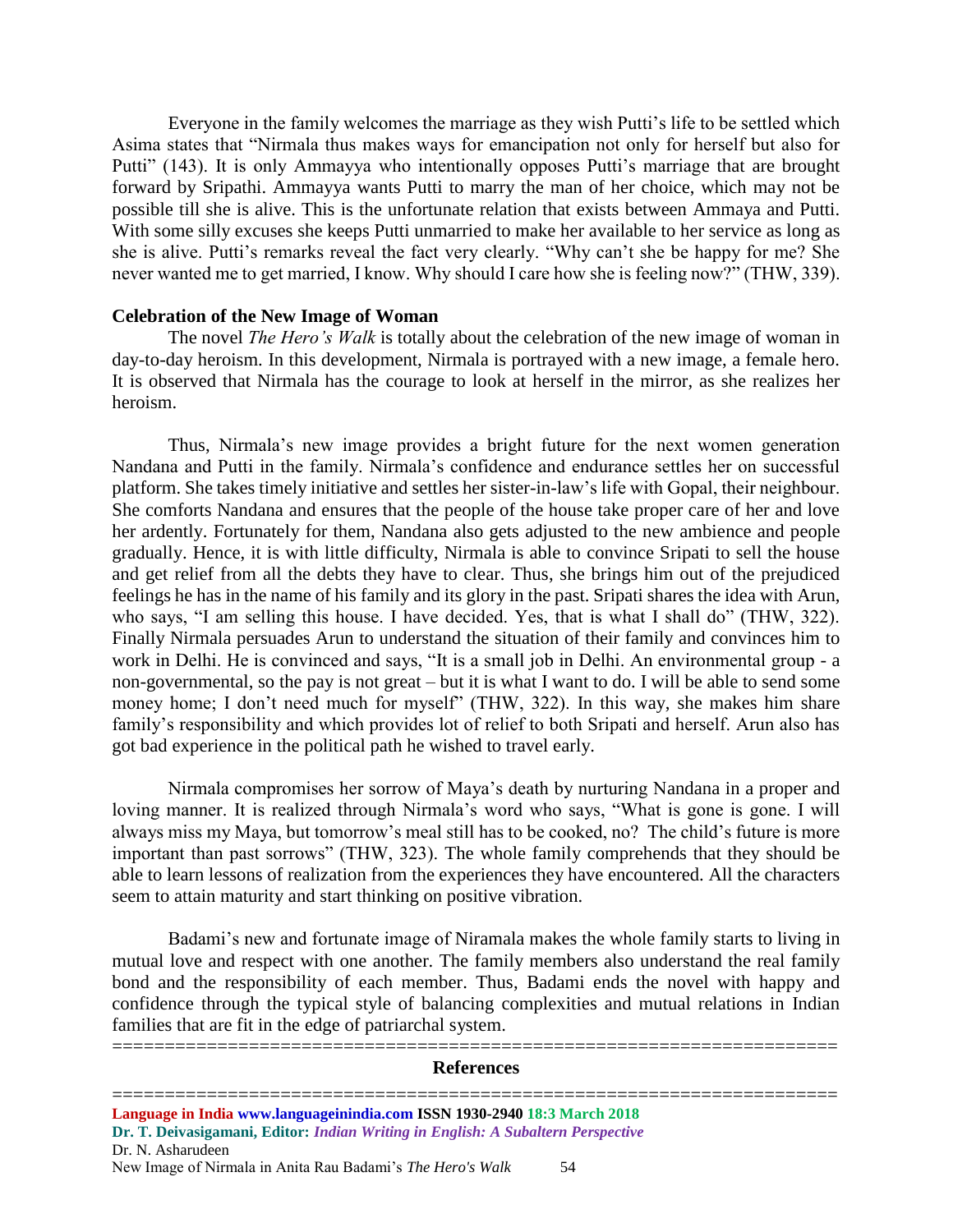Everyone in the family welcomes the marriage as they wish Putti's life to be settled which Asima states that "Nirmala thus makes ways for emancipation not only for herself but also for Putti" (143). It is only Ammayya who intentionally opposes Putti's marriage that are brought forward by Sripathi. Ammayya wants Putti to marry the man of her choice, which may not be possible till she is alive. This is the unfortunate relation that exists between Ammaya and Putti. With some silly excuses she keeps Putti unmarried to make her available to her service as long as she is alive. Putti's remarks reveal the fact very clearly. "Why can't she be happy for me? She never wanted me to get married, I know. Why should I care how she is feeling now?" (THW, 339).

## Celebration of the New Image of Woman

The novel *The Hero's Walk* is totally about the celebration of the new image of woman in day-to-day heroism. In this development, Nirmala is portrayed with a new image, a female hero. It is observed that Nirmala has the courage to look at herself in the mirror, as she realizes her heroism.

Thus, Nirmala's new image provides a bright future for the next women generation Nandana and Putti in the family. Nirmala's confidence and endurance settles her on successful platform. She takes timely initiative and settles her sister-in-law's life with Gopal, their neighbour. She comforts Nandana and ensures that the people of the house take proper care of her and love her ardently. Fortunately for them, Nandana also gets adjusted to the new ambience and people gradually. Hence, it is with little difficulty, Nirmala is able to convince Sripati to sell the house and get relief from all the debts they have to clear. Thus, she brings him out of the prejudiced feelings he has in the name of his family and its glory in the past. Sripati shares the idea with Arun, who says, "I am selling this house. I have decided. Yes, that is what I shall do" (THW, 322). Finally Nirmala persuades Arun to understand the situation of their family and convinces him to work in Delhi. He is convinced and says, "It is a small job in Delhi. An environmental group - a non-governmental, so the pay is not great – but it is what I want to do. I will be able to send some money home; I don't need much for myself" (THW, 322). In this way, she makes him share family's responsibility and which provides lot of relief to both Sripati and herself. Arun also has got bad experience in the political path he wished to travel early.

Nirmala compromises her sorrow of Maya's death by nurturing Nandana in a proper and loving manner. It is realized through Nirmala's word who says, "What is gone is gone. I will always miss my Maya, but tomorrow's meal still has to be cooked, no? The child's future is more important than past sorrows" (THW, 323). The whole family comprehends that they should be able to learn lessons of realization from the experiences they have encountered. All the characters seem to attain maturity and start thinking on positive vibration.

Badami's new and fortunate image of Niramala makes the whole family starts to living in mutual love and respect with one another. The family members also understand the real family bond and the responsibility of each member. Thus, Badami ends the novel with happy and confidence through the typical style of balancing complexities and mutual relations in Indian families that are fit in the edge of patriarchal system.

## References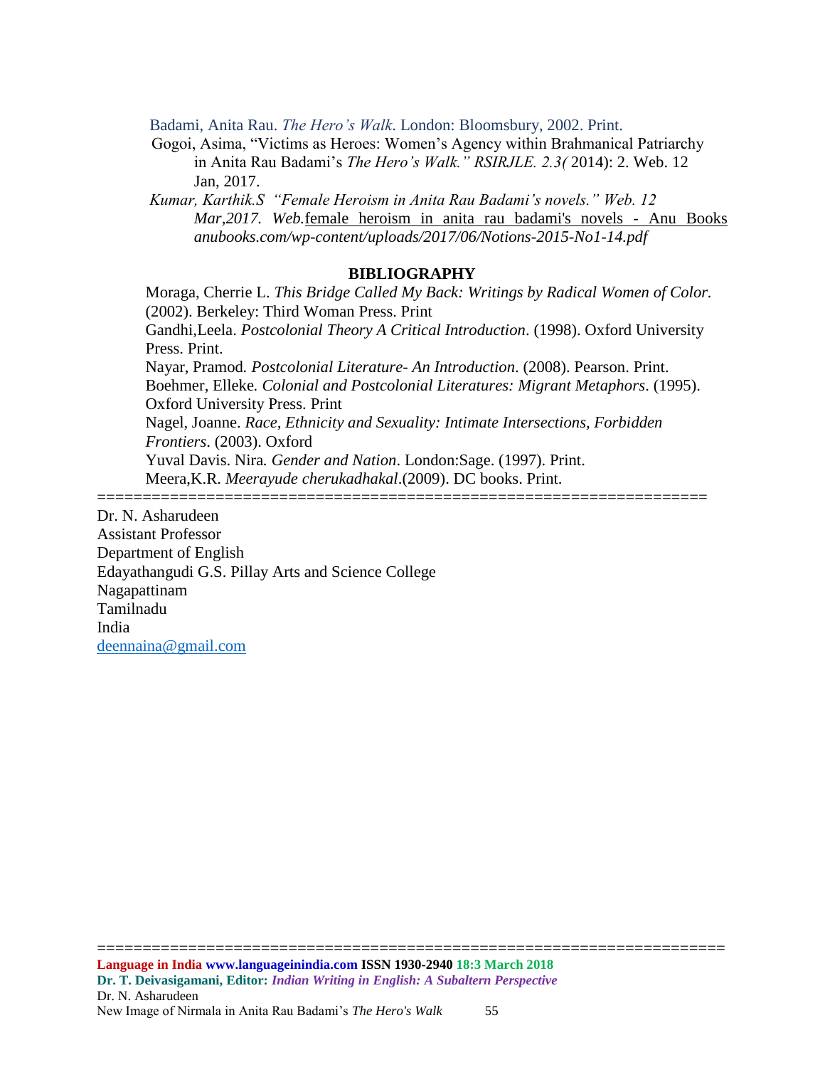Badami, Anita Rau. *The Hero's Walk*. London: Bloomsbury, 2002. Print.

Gogoi, Asima, "Victims as Heroes: Women's Agency within Brahmanical Patriarchy in Anita Rau Badami's *The Hero's Walk." RSIRJLE. 2.3(* 2014): 2. Web. 12 Jan, 2017.

*Kumar, Karthik.S "Female Heroism in Anita Rau Badami's novels." Web. 12 Mar,2017. Web.*female heroism in anita rau badami's novels - Anu Books *anubooks.com/wp-content/uploads/2017/06/Notions-2015-No1-14.pdf*

## BIBLIOGRAPHY

Moraga, Cherrie L. *This Bridge Called My Back: Writings by Radical Women of Color.* (2002). Berkeley: Third Woman Press. Print

Gandhi,Leela. *Postcolonial Theory A Critical Introduction*. (1998). Oxford University Press. Print.

Nayar, Pramod. *Postcolonial Literature- An Introduction*. (2008). Pearson. Print.

Boehmer, Elleke. *Colonial and Postcolonial Literatures: Migrant Metaphors*. (1995). Oxford University Press. Print

Nagel, Joanne. *Race, Ethnicity and Sexuality: Intimate Intersections, Forbidden Frontiers.* (2003). Oxford

Yuval Davis. Nira. *Gender and Nation*. London:Sage. (1997). Print.

Meera,K.R. *Meerayude cherukadhakal*.(2009). DC books. Print.

==================================================================

Dr. N. Asharudeen
Assistant Professor
Department of English
Edayathangudi G.S. Pillay Arts and Science College
Nagapattinam
Tamilnadu
India
deennaina@gmail.com